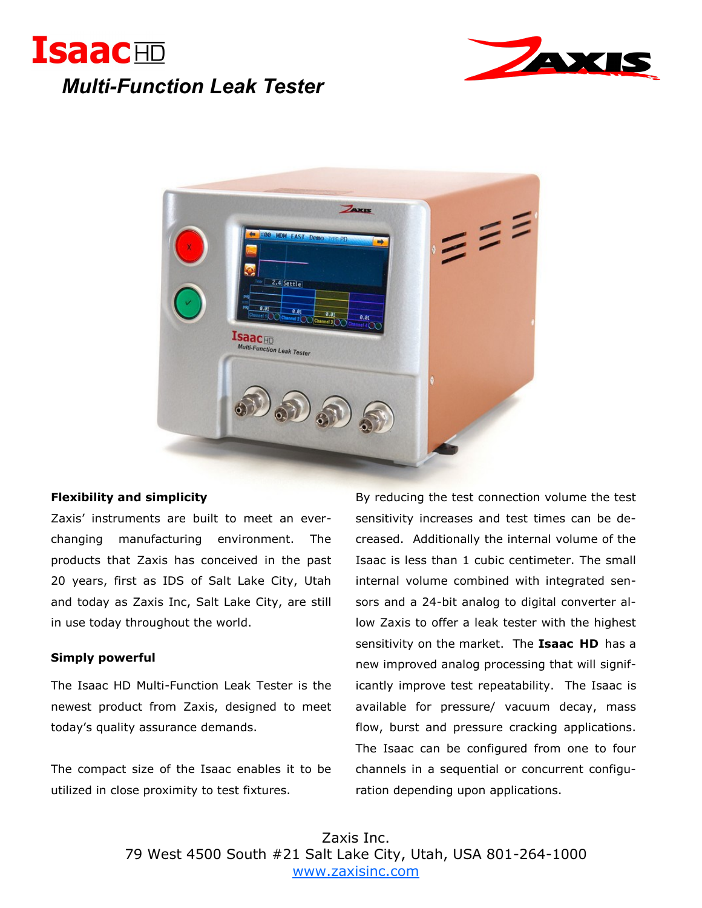# IsaacHD

## *Multi-Function Leak Tester*

### Flexibility and simplicity

Zaxis' instruments are built to meet an ever-changing manufacturing environment. The products that Zaxis has conceived in the past 20 years, first as IDS of Salt Lake City, Utah and today as Zaxis Inc, Salt Lake City, are still in use today throughout the world.

### Simply powerful

The Isaac HD Multi-Function Leak Tester is the newest product from Zaxis, designed to meet today's quality assurance demands.

The compact size of the Isaac enables it to be utilized in close proximity to test fixtures. By reducing the test connection volume the test sensitivity increases and test times can be decreased. Additionally the internal volume of the Isaac is less than 1 cubic centimeter. The small internal volume combined with integrated sensors and a 24-bit analog to digital converter allow Zaxis to offer a leak tester with the highest sensitivity on the market. The **Isaac HD** has a new improved analog processing that will significantly improve test repeatability. The Isaac is available for pressure/ vacuum decay, mass flow, burst and pressure cracking applications. The Isaac can be configured from one to four channels in a sequential or concurrent configuration depending upon applications.

Zaxis Inc.
79 West 4500 South #21 Salt Lake City, Utah, USA 801-264-1000
www.zaxisinc.com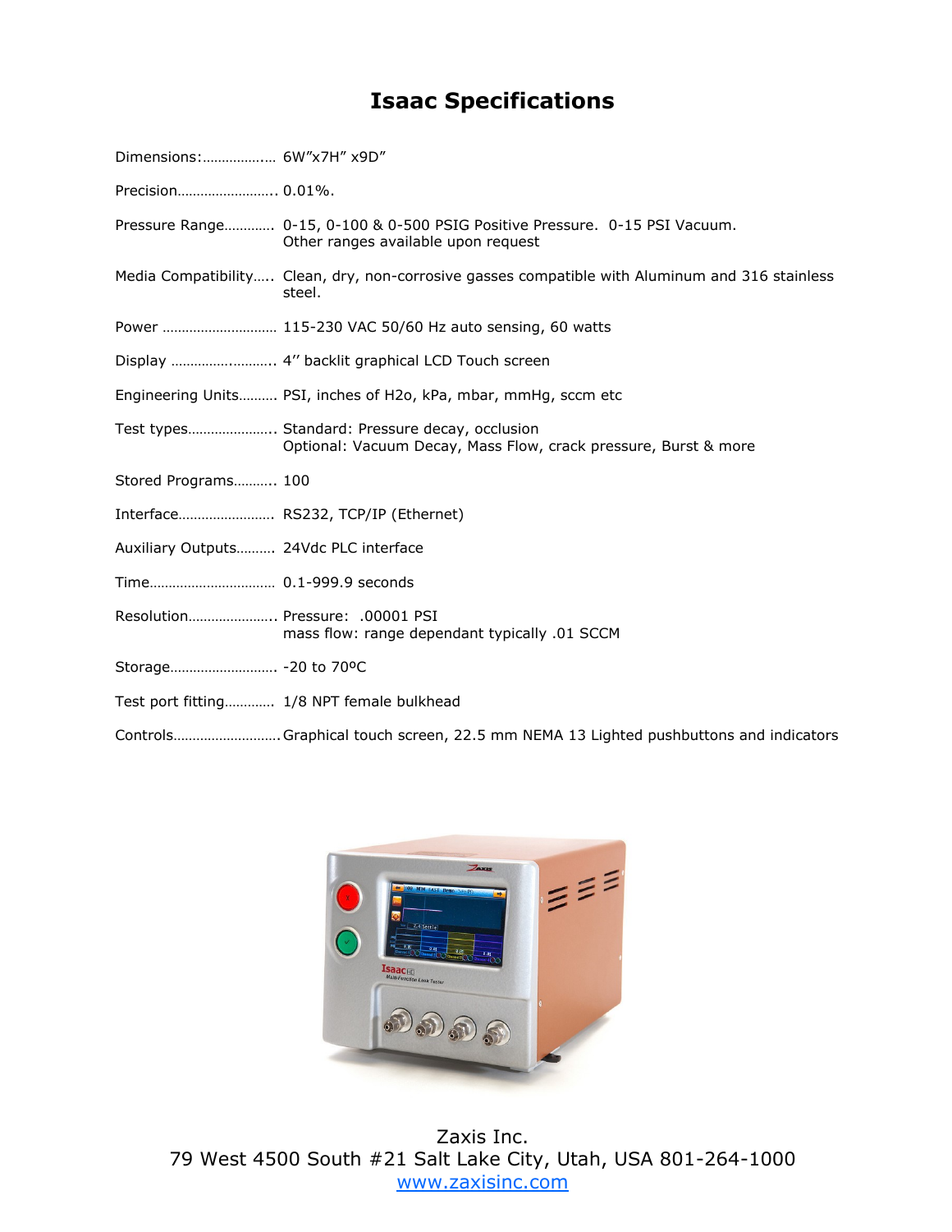# Isaac Specifications

Dimensions:……………..… 6W"x7H" x9D"

Precision……………………. 0.01%.

Pressure Range………… 0-15, 0-100 & 0-500 PSIG Positive Pressure. 0-15 PSI Vacuum.
Other ranges available upon request

Media Compatibility….. Clean, dry, non-corrosive gasses compatible with Aluminum and 316 stainless steel.

Power ……………………….. 115-230 VAC 50/60 Hz auto sensing, 60 watts

Display ………………..……. 4'' backlit graphical LCD Touch screen

Engineering Units………. PSI, inches of H2o, kPa, mbar, mmHg, sccm etc

Test types………………….. Standard: Pressure decay, occlusion
Optional: Vacuum Decay, Mass Flow, crack pressure, Burst & more

Stored Programs……….. 100

Interface……………………. RS232, TCP/IP (Ethernet)

Auxiliary Outputs………. 24Vdc PLC interface

Time…………………………… 0.1-999.9 seconds

Resolution………………….. Pressure: .00001 PSI
mass flow: range dependant typically .01 SCCM

Storage………………………. -20 to 70ºC

Test port fitting………… 1/8 NPT female bulkhead

Controls……………………...Graphical touch screen, 22.5 mm NEMA 13 Lighted pushbuttons and indicators

Zaxis Inc.
79 West 4500 South #21 Salt Lake City, Utah, USA 801-264-1000
www.zaxisinc.com